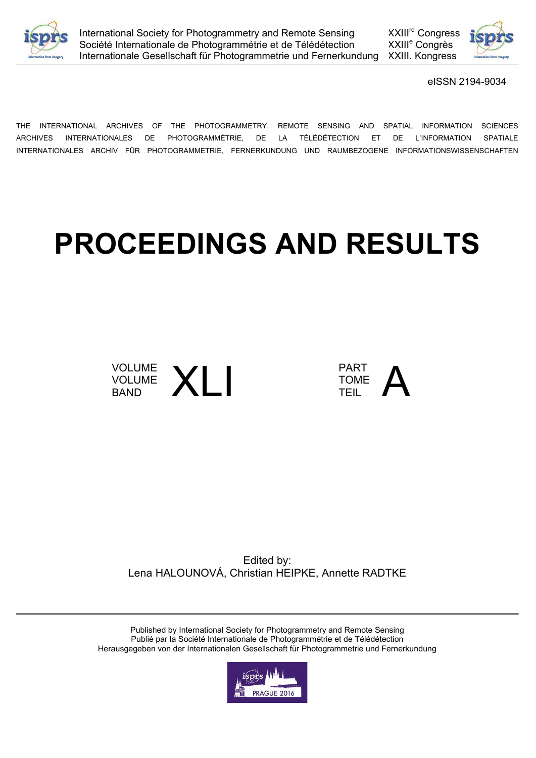International Society for Photogrammetry and Remote Sensing
Société Internationale de Photogrammétrie et de Télédétection
Internationale Gesellschaft für Photogrammetrie und Fernerkundung

XXIII[rd] Congress
XXIII[e] Congrès
XXIII. Kongress

eISSN 2194-9034

THE INTERNATIONAL ARCHIVES OF THE PHOTOGRAMMETRY, REMOTE SENSING AND SPATIAL INFORMATION SCIENCES
ARCHIVES INTERNATIONALES DE PHOTOGRAMMÉTRIE, DE LA TÉLÉDÉTECTION ET DE L'INFORMATION SPATIALE
INTERNATIONALES ARCHIV FÜR PHOTOGRAMMETRIE, FERNERKUNDUNG UND RAUMBEZOGENE INFORMATIONSWISSENSCHAFTEN

# PROCEEDINGS AND RESULTS

VOLUME
VOLUME
BAND
**XLI**

PART
TOME
TEIL
**A**

Edited by:
Lena HALOUNOVÁ, Christian HEIPKE, Annette RADTKE

Published by International Society for Photogrammetry and Remote Sensing
Publié par la Société Internationale de Photogrammétrie et de Télédétection
Herausgegeben von der Internationalen Gesellschaft für Photogrammetrie und Fernerkundung

ISPRS PRAGUE 2016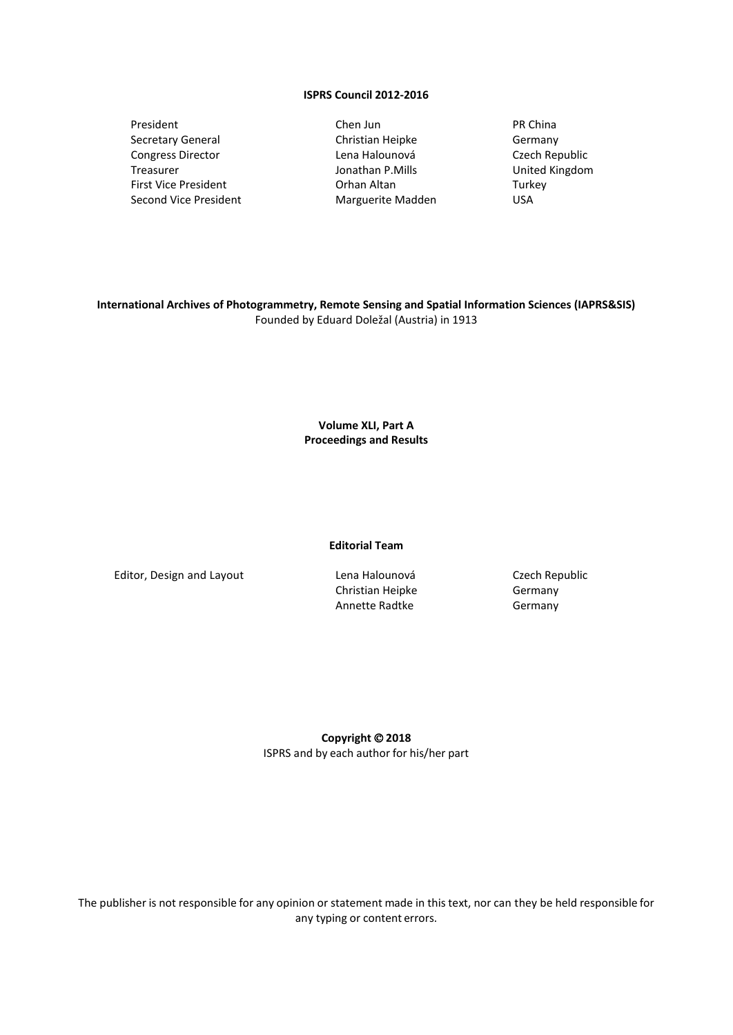**ISPRS Council 2012-2016**

| | | |
|---|---|---|
| President | Chen Jun | PR China |
| Secretary General | Christian Heipke | Germany |
| Congress Director | Lena Halounová | Czech Republic |
| Treasurer | Jonathan P.Mills | United Kingdom |
| First Vice President | Orhan Altan | Turkey |
| Second Vice President | Marguerite Madden | USA |

**International Archives of Photogrammetry, Remote Sensing and Spatial Information Sciences (IAPRS&SIS)**
Founded by Eduard Doležal (Austria) in 1913

**Volume XLI, Part A**
**Proceedings and Results**

**Editorial Team**

| | | |
|---|---|---|
| Editor, Design and Layout | Lena Halounová | Czech Republic |
| | Christian Heipke | Germany |
| | Annette Radtke | Germany |

**Copyright © 2018**
ISPRS and by each author for his/her part

The publisher is not responsible for any opinion or statement made in this text, nor can they be held responsible for any typing or content errors.